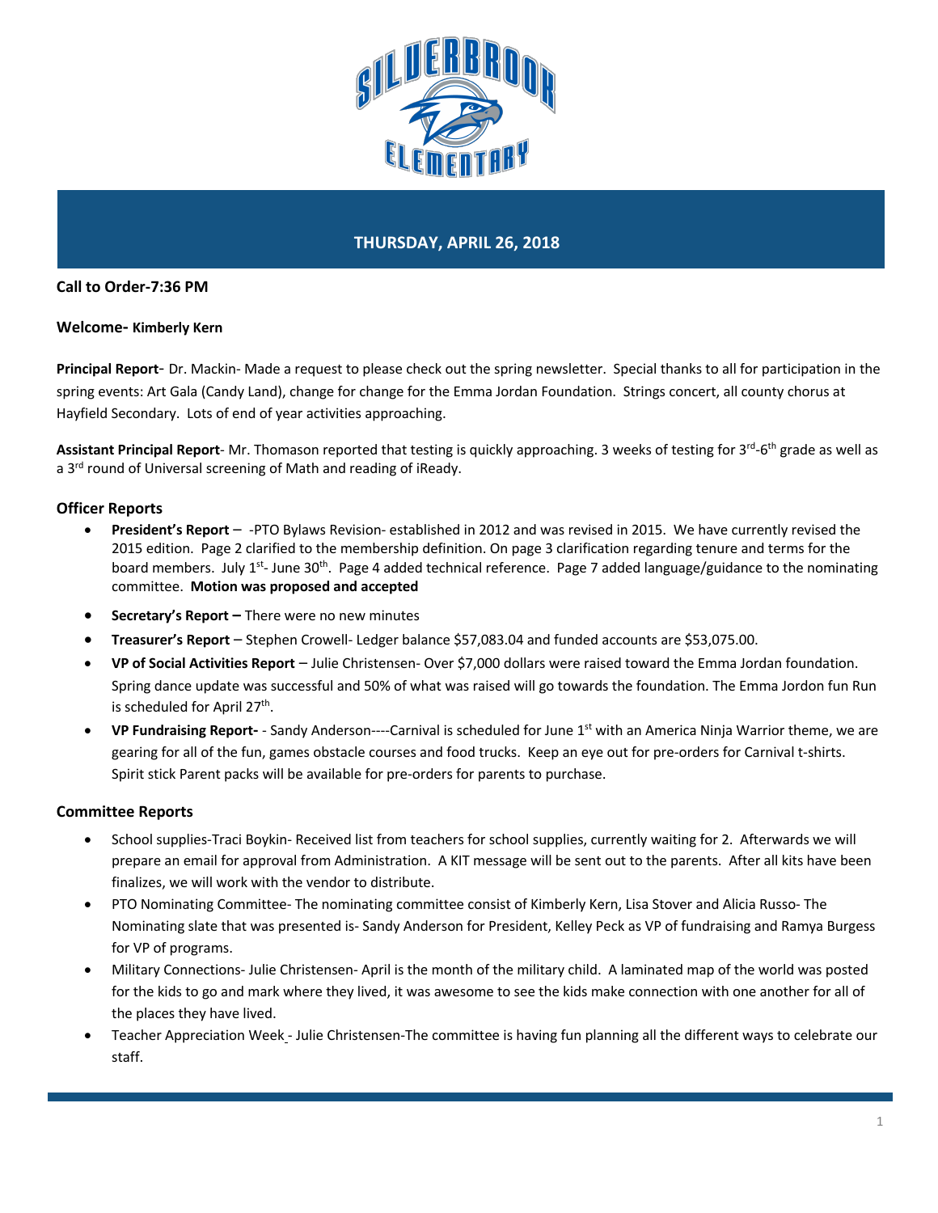# THURSDAY, APRIL 26, 2018

**Call to Order-7:36 PM**

**Welcome- Kimberly Kern**

**Principal Report**- Dr. Mackin- Made a request to please check out the spring newsletter. Special thanks to all for participation in the spring events: Art Gala (Candy Land), change for change for the Emma Jordan Foundation. Strings concert, all county chorus at Hayfield Secondary. Lots of end of year activities approaching.

**Assistant Principal Report**- Mr. Thomason reported that testing is quickly approaching. 3 weeks of testing for 3rd-6th grade as well as a 3rd round of Universal screening of Math and reading of iReady.

## Officer Reports

- **President's Report** – -PTO Bylaws Revision- established in 2012 and was revised in 2015. We have currently revised the 2015 edition. Page 2 clarified to the membership definition. On page 3 clarification regarding tenure and terms for the board members. July 1st- June 30th. Page 4 added technical reference. Page 7 added language/guidance to the nominating committee. **Motion was proposed and accepted**
- **Secretary's Report –** There were no new minutes
- **Treasurer's Report** – Stephen Crowell- Ledger balance $57,083.04 and funded accounts are $53,075.00.
- **VP of Social Activities Report** – Julie Christensen- Over $7,000 dollars were raised toward the Emma Jordan foundation. Spring dance update was successful and 50% of what was raised will go towards the foundation. The Emma Jordon fun Run is scheduled for April 27th.
- **VP Fundraising Report-** - Sandy Anderson----Carnival is scheduled for June 1st with an America Ninja Warrior theme, we are gearing for all of the fun, games obstacle courses and food trucks. Keep an eye out for pre-orders for Carnival t-shirts. Spirit stick Parent packs will be available for pre-orders for parents to purchase.

## Committee Reports

- School supplies-Traci Boykin- Received list from teachers for school supplies, currently waiting for 2. Afterwards we will prepare an email for approval from Administration. A KIT message will be sent out to the parents. After all kits have been finalizes, we will work with the vendor to distribute.
- PTO Nominating Committee- The nominating committee consist of Kimberly Kern, Lisa Stover and Alicia Russo- The Nominating slate that was presented is- Sandy Anderson for President, Kelley Peck as VP of fundraising and Ramya Burgess for VP of programs.
- Military Connections- Julie Christensen- April is the month of the military child. A laminated map of the world was posted for the kids to go and mark where they lived, it was awesome to see the kids make connection with one another for all of the places they have lived.
- Teacher Appreciation Week - Julie Christensen-The committee is having fun planning all the different ways to celebrate our staff.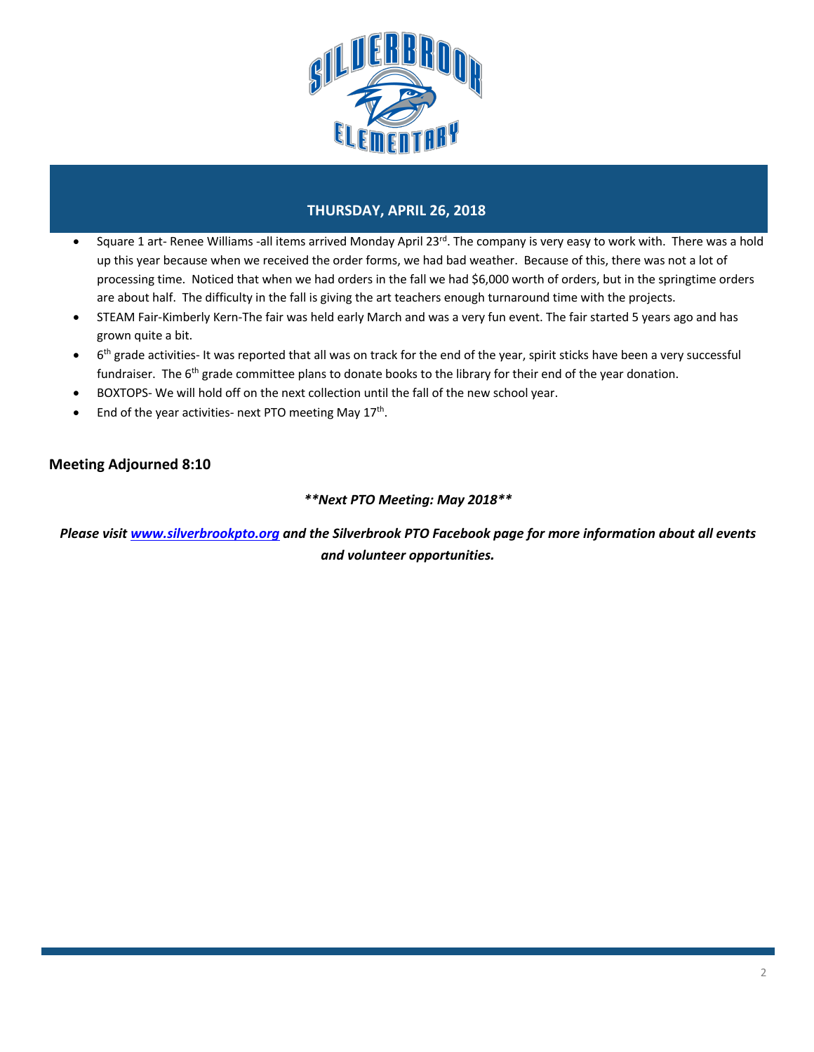## THURSDAY, APRIL 26, 2018

- Square 1 art- Renee Williams -all items arrived Monday April 23rd. The company is very easy to work with. There was a hold up this year because when we received the order forms, we had bad weather. Because of this, there was not a lot of processing time. Noticed that when we had orders in the fall we had $6,000 worth of orders, but in the springtime orders are about half. The difficulty in the fall is giving the art teachers enough turnaround time with the projects.
- STEAM Fair-Kimberly Kern-The fair was held early March and was a very fun event. The fair started 5 years ago and has grown quite a bit.
- 6th grade activities- It was reported that all was on track for the end of the year, spirit sticks have been a very successful fundraiser. The 6th grade committee plans to donate books to the library for their end of the year donation.
- BOXTOPS- We will hold off on the next collection until the fall of the new school year.
- End of the year activities- next PTO meeting May 17th.

### Meeting Adjourned 8:10

***\*\*Next PTO Meeting: May 2018\*\****

***Please visit [www.silverbrookpto.org](http://www.silverbrookpto.org) and the Silverbrook PTO Facebook page for more information about all events and volunteer opportunities.***